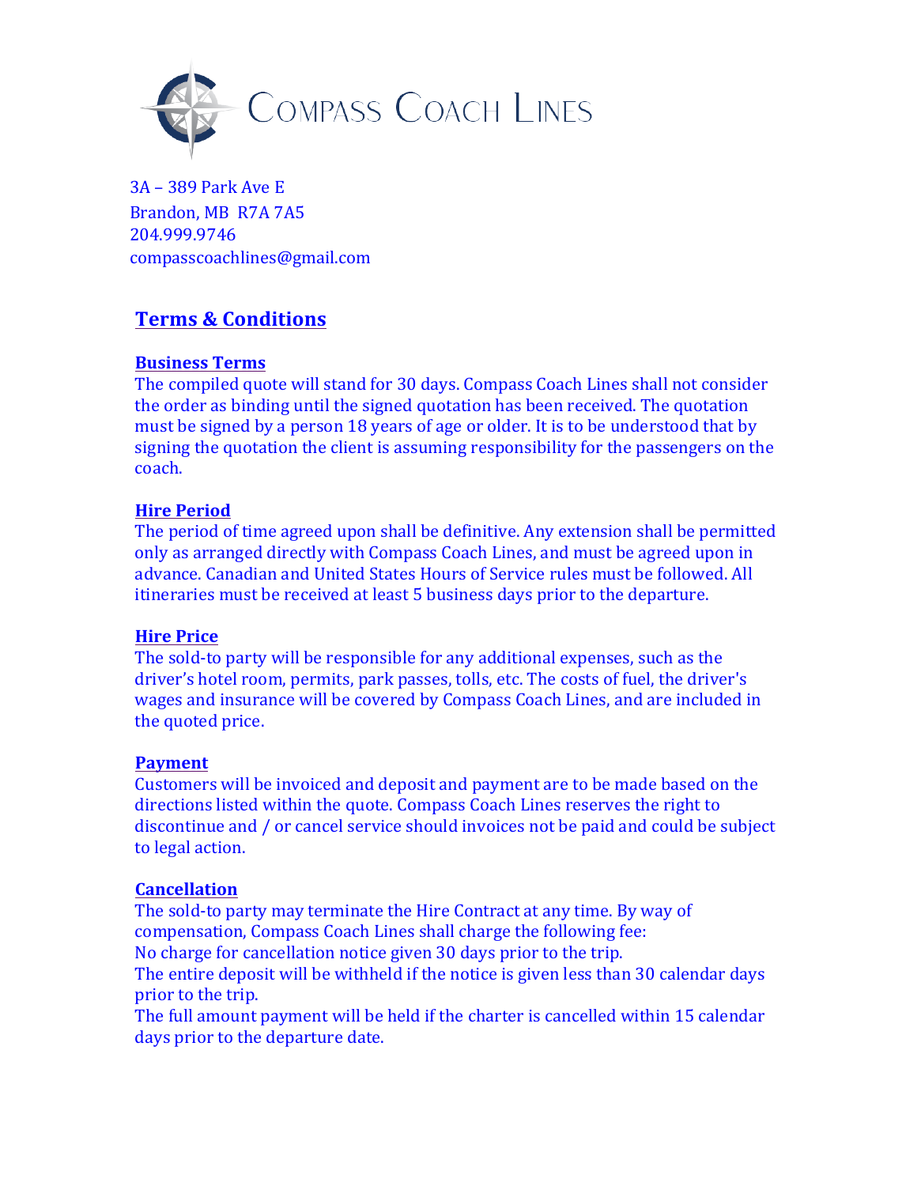COMPASS COACH LINES

3A – 389 Park Ave E
Brandon, MB  R7A 7A5
204.999.9746
compasscoachlines@gmail.com

# Terms & Conditions

## Business Terms

The compiled quote will stand for 30 days. Compass Coach Lines shall not consider the order as binding until the signed quotation has been received. The quotation must be signed by a person 18 years of age or older. It is to be understood that by signing the quotation the client is assuming responsibility for the passengers on the coach.

## Hire Period

The period of time agreed upon shall be definitive. Any extension shall be permitted only as arranged directly with Compass Coach Lines, and must be agreed upon in advance. Canadian and United States Hours of Service rules must be followed. All itineraries must be received at least 5 business days prior to the departure.

## Hire Price

The sold-to party will be responsible for any additional expenses, such as the driver's hotel room, permits, park passes, tolls, etc. The costs of fuel, the driver's wages and insurance will be covered by Compass Coach Lines, and are included in the quoted price.

## Payment

Customers will be invoiced and deposit and payment are to be made based on the directions listed within the quote. Compass Coach Lines reserves the right to discontinue and / or cancel service should invoices not be paid and could be subject to legal action.

## Cancellation

The sold-to party may terminate the Hire Contract at any time. By way of compensation, Compass Coach Lines shall charge the following fee:
No charge for cancellation notice given 30 days prior to the trip.
The entire deposit will be withheld if the notice is given less than 30 calendar days prior to the trip.
The full amount payment will be held if the charter is cancelled within 15 calendar days prior to the departure date.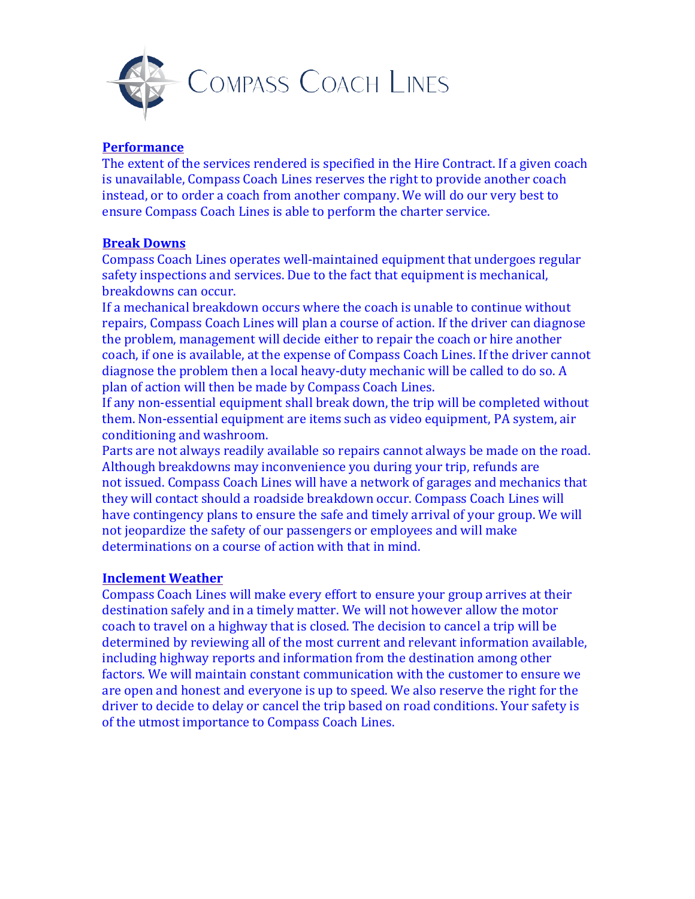## Performance

The extent of the services rendered is specified in the Hire Contract. If a given coach is unavailable, Compass Coach Lines reserves the right to provide another coach instead, or to order a coach from another company. We will do our very best to ensure Compass Coach Lines is able to perform the charter service.

## Break Downs

Compass Coach Lines operates well-maintained equipment that undergoes regular safety inspections and services. Due to the fact that equipment is mechanical, breakdowns can occur.

If a mechanical breakdown occurs where the coach is unable to continue without repairs, Compass Coach Lines will plan a course of action. If the driver can diagnose the problem, management will decide either to repair the coach or hire another coach, if one is available, at the expense of Compass Coach Lines. If the driver cannot diagnose the problem then a local heavy-duty mechanic will be called to do so. A plan of action will then be made by Compass Coach Lines.

If any non-essential equipment shall break down, the trip will be completed without them. Non-essential equipment are items such as video equipment, PA system, air conditioning and washroom.

Parts are not always readily available so repairs cannot always be made on the road. Although breakdowns may inconvenience you during your trip, refunds are not issued. Compass Coach Lines will have a network of garages and mechanics that they will contact should a roadside breakdown occur. Compass Coach Lines will have contingency plans to ensure the safe and timely arrival of your group. We will not jeopardize the safety of our passengers or employees and will make determinations on a course of action with that in mind.

## Inclement Weather

Compass Coach Lines will make every effort to ensure your group arrives at their destination safely and in a timely matter. We will not however allow the motor coach to travel on a highway that is closed. The decision to cancel a trip will be determined by reviewing all of the most current and relevant information available, including highway reports and information from the destination among other factors. We will maintain constant communication with the customer to ensure we are open and honest and everyone is up to speed. We also reserve the right for the driver to decide to delay or cancel the trip based on road conditions. Your safety is of the utmost importance to Compass Coach Lines.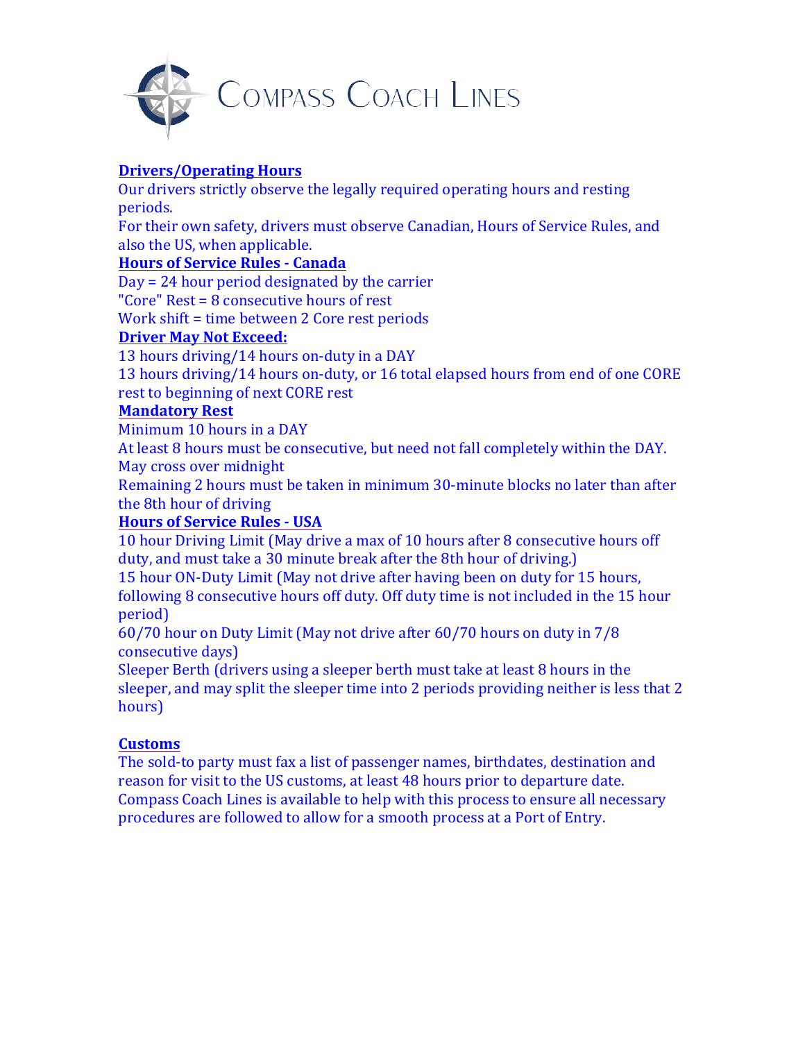# Compass Coach Lines

## Drivers/Operating Hours

Our drivers strictly observe the legally required operating hours and resting periods.

For their own safety, drivers must observe Canadian, Hours of Service Rules, and also the US, when applicable.

## Hours of Service Rules - Canada

Day = 24 hour period designated by the carrier

"Core" Rest = 8 consecutive hours of rest

Work shift = time between 2 Core rest periods

## Driver May Not Exceed:

13 hours driving/14 hours on-duty in a DAY

13 hours driving/14 hours on-duty, or 16 total elapsed hours from end of one CORE rest to beginning of next CORE rest

## Mandatory Rest

Minimum 10 hours in a DAY

At least 8 hours must be consecutive, but need not fall completely within the DAY. May cross over midnight

Remaining 2 hours must be taken in minimum 30-minute blocks no later than after the 8th hour of driving

## Hours of Service Rules - USA

10 hour Driving Limit (May drive a max of 10 hours after 8 consecutive hours off duty, and must take a 30 minute break after the 8th hour of driving.)

15 hour ON-Duty Limit (May not drive after having been on duty for 15 hours, following 8 consecutive hours off duty. Off duty time is not included in the 15 hour period)

60/70 hour on Duty Limit (May not drive after 60/70 hours on duty in 7/8 consecutive days)

Sleeper Berth (drivers using a sleeper berth must take at least 8 hours in the sleeper, and may split the sleeper time into 2 periods providing neither is less that 2 hours)

## Customs

The sold-to party must fax a list of passenger names, birthdates, destination and reason for visit to the US customs, at least 48 hours prior to departure date. Compass Coach Lines is available to help with this process to ensure all necessary procedures are followed to allow for a smooth process at a Port of Entry.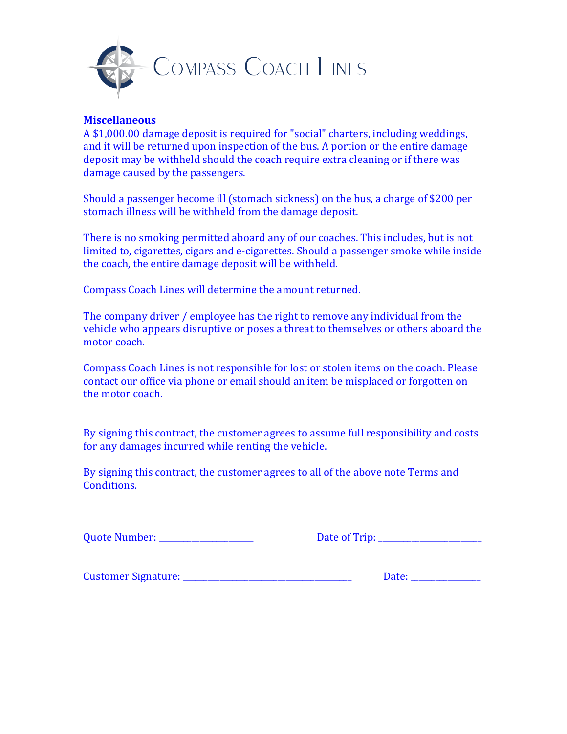Compass Coach Lines

**Miscellaneous**

A $1,000.00 damage deposit is required for "social" charters, including weddings, and it will be returned upon inspection of the bus. A portion or the entire damage deposit may be withheld should the coach require extra cleaning or if there was damage caused by the passengers.

Should a passenger become ill (stomach sickness) on the bus, a charge of $200 per stomach illness will be withheld from the damage deposit.

There is no smoking permitted aboard any of our coaches. This includes, but is not limited to, cigarettes, cigars and e-cigarettes. Should a passenger smoke while inside the coach, the entire damage deposit will be withheld.

Compass Coach Lines will determine the amount returned.

The company driver / employee has the right to remove any individual from the vehicle who appears disruptive or poses a threat to themselves or others aboard the motor coach.

Compass Coach Lines is not responsible for lost or stolen items on the coach. Please contact our office via phone or email should an item be misplaced or forgotten on the motor coach.

By signing this contract, the customer agrees to assume full responsibility and costs for any damages incurred while renting the vehicle.

By signing this contract, the customer agrees to all of the above note Terms and Conditions.

Quote Number: ____________________ Date of Trip: ______________________

Customer Signature: ____________________________________ Date: _______________